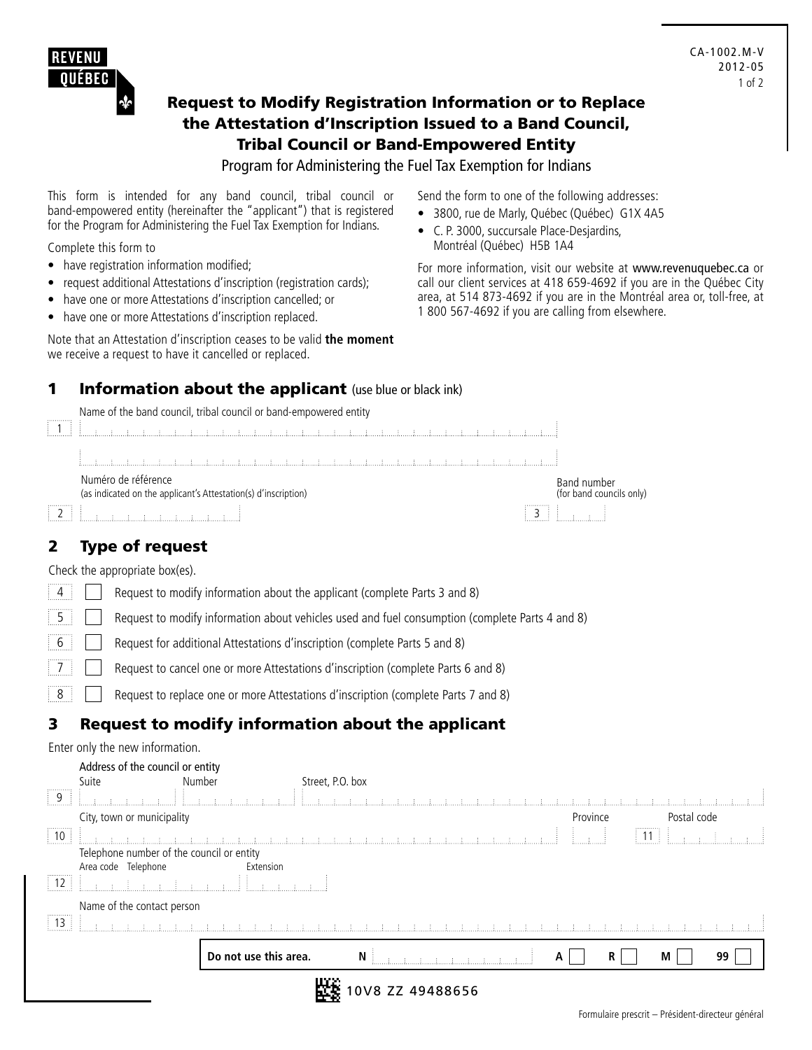REVENU QUÉBEC

CA-1002.M-V
2012-05

# Request to Modify Registration Information or to Replace the Attestation d'Inscription Issued to a Band Council, Tribal Council or Band-Empowered Entity

Program for Administering the Fuel Tax Exemption for Indians

This form is intended for any band council, tribal council or band-empowered entity (hereinafter the "applicant") that is registered for the Program for Administering the Fuel Tax Exemption for Indians.

Complete this form to

- have registration information modified;
- request additional Attestations d'inscription (registration cards);
- have one or more Attestations d'inscription cancelled; or
- have one or more Attestations d'inscription replaced.

Note that an Attestation d'inscription ceases to be valid **the moment** we receive a request to have it cancelled or replaced.

Send the form to one of the following addresses:

- 3800, rue de Marly, Québec (Québec) G1X 4A5
- C. P. 3000, succursale Place-Desjardins, Montréal (Québec) H5B 1A4

For more information, visit our website at www.revenuquebec.ca or call our client services at 418 659-4692 if you are in the Québec City area, at 514 873-4692 if you are in the Montréal area or, toll-free, at 1 800 567-4692 if you are calling from elsewhere.

## 1 Information about the applicant (use blue or black ink)

Name of the band council, tribal council or band-empowered entity

1 ______________________________

Numéro de référence
(as indicated on the applicant's Attestation(s) d'inscription)

2 ______________________________

Band number
(for band councils only)

3 ________

## 2 Type of request

Check the appropriate box(es).

4 ☐ Request to modify information about the applicant (complete Parts 3 and 8)

5 ☐ Request to modify information about vehicles used and fuel consumption (complete Parts 4 and 8)

6 ☐ Request for additional Attestations d'inscription (complete Parts 5 and 8)

7 ☐ Request to cancel one or more Attestations d'inscription (complete Parts 6 and 8)

8 ☐ Request to replace one or more Attestations d'inscription (complete Parts 7 and 8)

## 3 Request to modify information about the applicant

Enter only the new information.

Address of the council or entity

Suite | Number | Street, P.O. box

9 ______________________________

City, town or municipality | Province | Postal code

10 ______________________________ 11 ________

Telephone number of the council or entity

Area code | Telephone | Extension

12 ______________________________

Name of the contact person

13 ______________________________

| Do not use this area. | N | A ☐ | R ☐ | M ☐ | 99 ☐ |
|---|---|---|---|---|---|

10V8 ZZ 49488656

Formulaire prescrit – Président-directeur général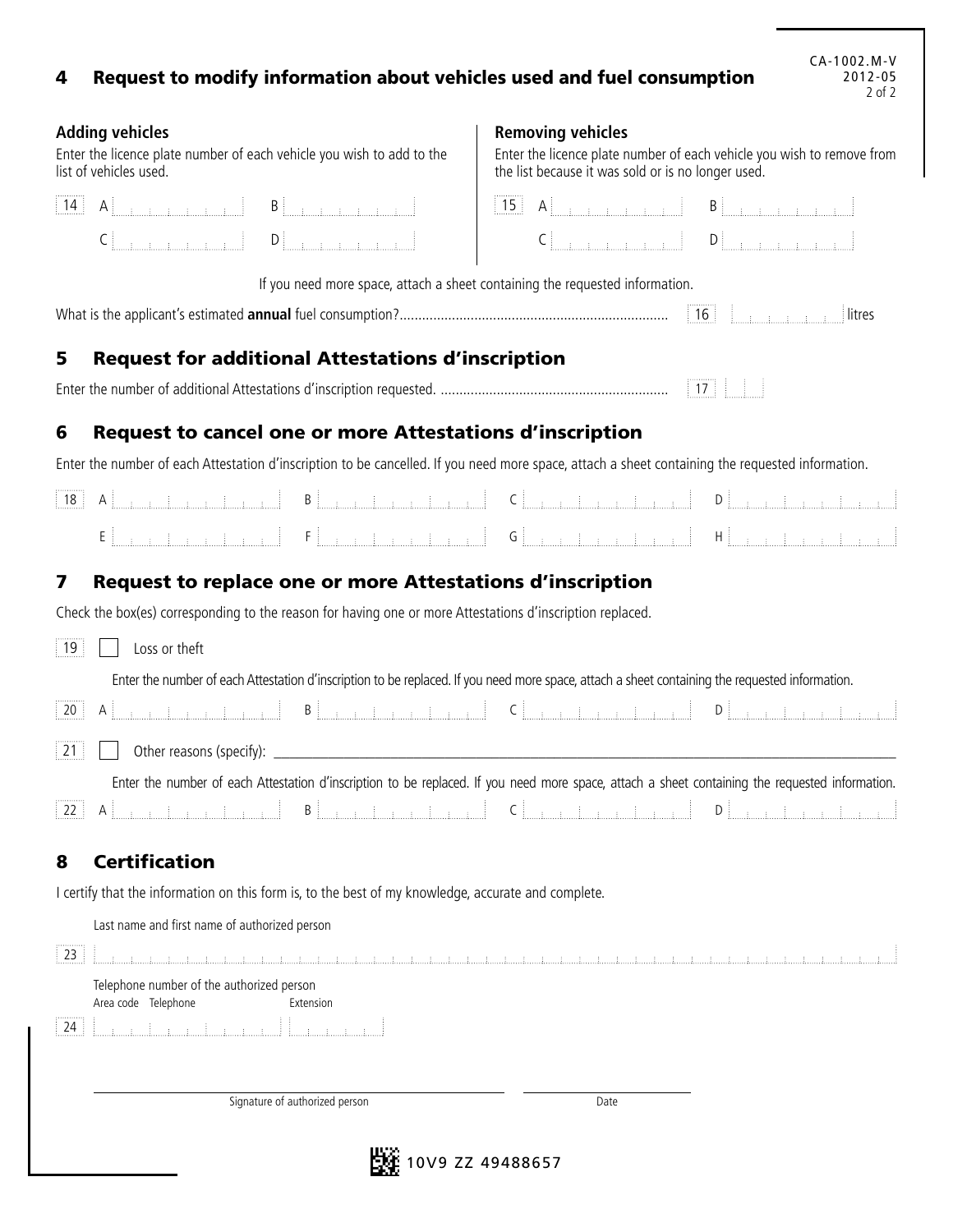## 4 Request to modify information about vehicles used and fuel consumption

### Adding vehicles

Enter the licence plate number of each vehicle you wish to add to the list of vehicles used.

14 A ________ B ________

C ________ D ________

### Removing vehicles

Enter the licence plate number of each vehicle you wish to remove from the list because it was sold or is no longer used.

15 A ________ B ________

C ________ D ________

If you need more space, attach a sheet containing the requested information.

What is the applicant's estimated **annual** fuel consumption?........................................................................ 16 ________ litres

## 5 Request for additional Attestations d'inscription

Enter the number of additional Attestations d'inscription requested. ............................................................ 17 ____

## 6 Request to cancel one or more Attestations d'inscription

Enter the number of each Attestation d'inscription to be cancelled. If you need more space, attach a sheet containing the requested information.

18 A ________ B ________ C ________ D ________

E ________ F ________ G ________ H ________

## 7 Request to replace one or more Attestations d'inscription

Check the box(es) corresponding to the reason for having one or more Attestations d'inscription replaced.

19 ☐ Loss or theft

Enter the number of each Attestation d'inscription to be replaced. If you need more space, attach a sheet containing the requested information.

20 A ________ B ________ C ________ D ________

21 ☐ Other reasons (specify): ____________________

Enter the number of each Attestation d'inscription to be replaced. If you need more space, attach a sheet containing the requested information.

22 A ________ B ________ C ________ D ________

## 8 Certification

I certify that the information on this form is, to the best of my knowledge, accurate and complete.

Last name and first name of authorized person

23 ____________________

Telephone number of the authorized person

Area code Telephone Extension

24 ________ ________

Signature of authorized person ____________________ Date ____________

10V9 ZZ 49488657